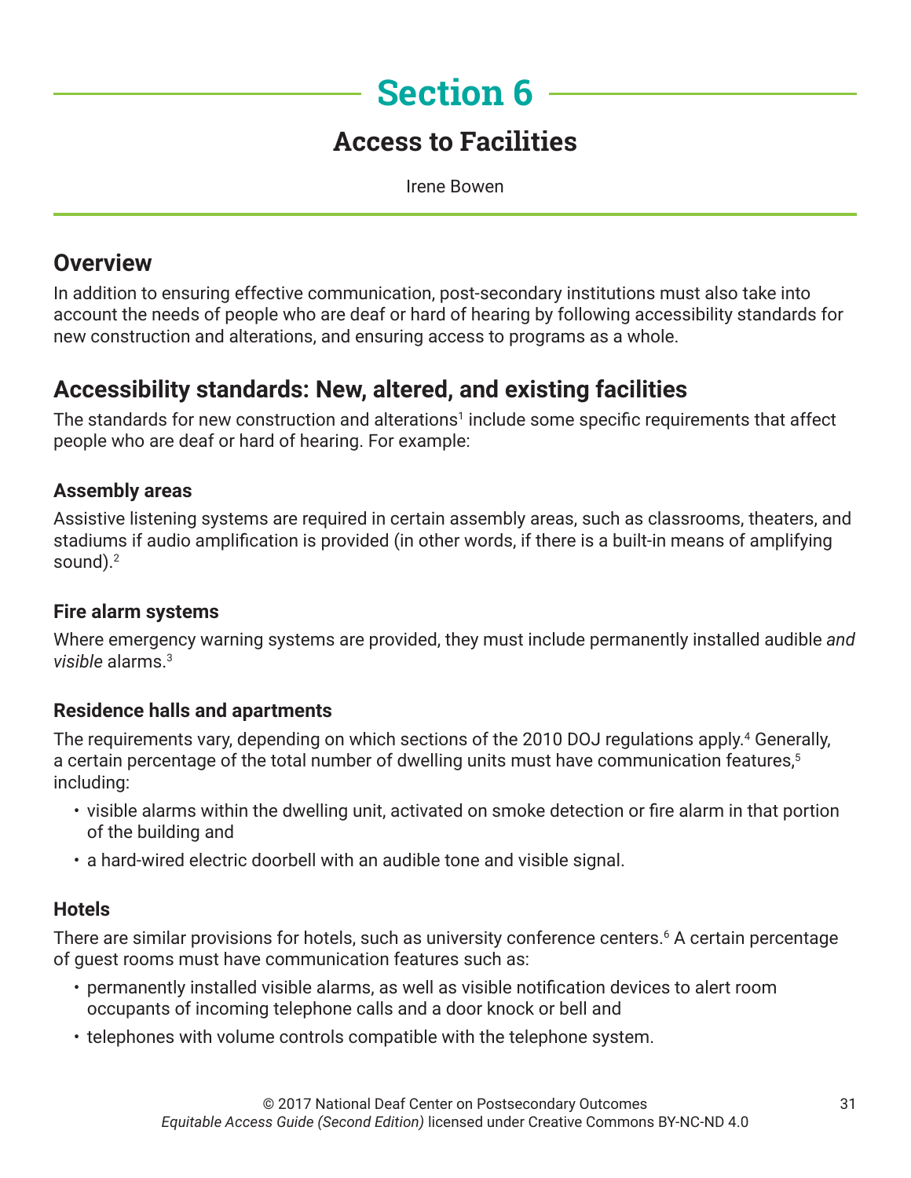# Section 6

## Access to Facilities

Irene Bowen

## Overview

In addition to ensuring effective communication, post-secondary institutions must also take into account the needs of people who are deaf or hard of hearing by following accessibility standards for new construction and alterations, and ensuring access to programs as a whole.

## Accessibility standards: New, altered, and existing facilities

The standards for new construction and alterations[1] include some specific requirements that affect people who are deaf or hard of hearing. For example:

### Assembly areas

Assistive listening systems are required in certain assembly areas, such as classrooms, theaters, and stadiums if audio amplification is provided (in other words, if there is a built-in means of amplifying sound).[2]

### Fire alarm systems

Where emergency warning systems are provided, they must include permanently installed audible *and visible* alarms.[3]

### Residence halls and apartments

The requirements vary, depending on which sections of the 2010 DOJ regulations apply.[4] Generally, a certain percentage of the total number of dwelling units must have communication features,[5] including:

- visible alarms within the dwelling unit, activated on smoke detection or fire alarm in that portion of the building and
- a hard-wired electric doorbell with an audible tone and visible signal.

### Hotels

There are similar provisions for hotels, such as university conference centers.[6] A certain percentage of guest rooms must have communication features such as:

- permanently installed visible alarms, as well as visible notification devices to alert room occupants of incoming telephone calls and a door knock or bell and
- telephones with volume controls compatible with the telephone system.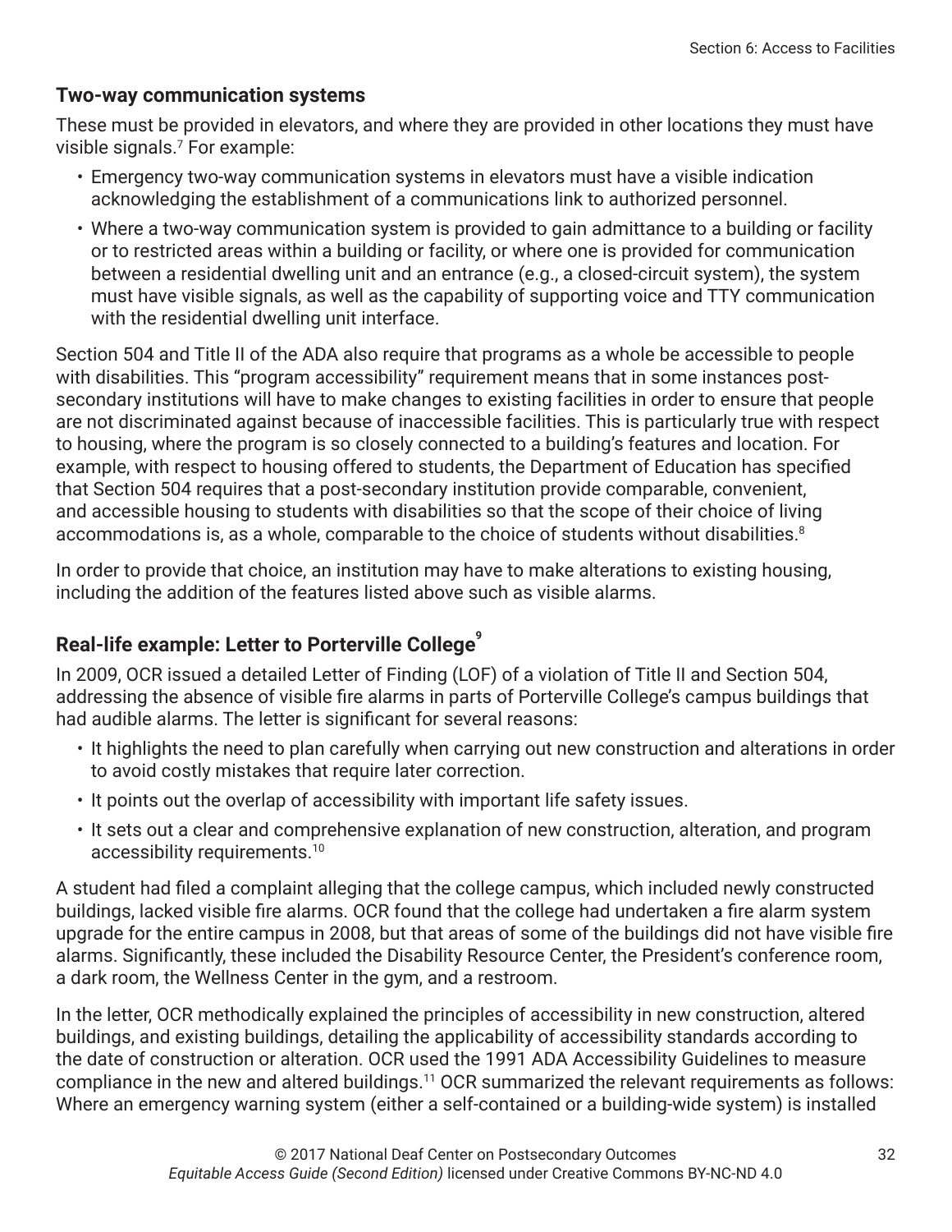### Two-way communication systems

These must be provided in elevators, and where they are provided in other locations they must have visible signals.[7] For example:

- Emergency two-way communication systems in elevators must have a visible indication acknowledging the establishment of a communications link to authorized personnel.
- Where a two-way communication system is provided to gain admittance to a building or facility or to restricted areas within a building or facility, or where one is provided for communication between a residential dwelling unit and an entrance (e.g., a closed-circuit system), the system must have visible signals, as well as the capability of supporting voice and TTY communication with the residential dwelling unit interface.

Section 504 and Title II of the ADA also require that programs as a whole be accessible to people with disabilities. This "program accessibility" requirement means that in some instances post-secondary institutions will have to make changes to existing facilities in order to ensure that people are not discriminated against because of inaccessible facilities. This is particularly true with respect to housing, where the program is so closely connected to a building's features and location. For example, with respect to housing offered to students, the Department of Education has specified that Section 504 requires that a post-secondary institution provide comparable, convenient, and accessible housing to students with disabilities so that the scope of their choice of living accommodations is, as a whole, comparable to the choice of students without disabilities.[8]

In order to provide that choice, an institution may have to make alterations to existing housing, including the addition of the features listed above such as visible alarms.

### Real-life example: Letter to Porterville College[9]

In 2009, OCR issued a detailed Letter of Finding (LOF) of a violation of Title II and Section 504, addressing the absence of visible fire alarms in parts of Porterville College's campus buildings that had audible alarms. The letter is significant for several reasons:

- It highlights the need to plan carefully when carrying out new construction and alterations in order to avoid costly mistakes that require later correction.
- It points out the overlap of accessibility with important life safety issues.
- It sets out a clear and comprehensive explanation of new construction, alteration, and program accessibility requirements.[10]

A student had filed a complaint alleging that the college campus, which included newly constructed buildings, lacked visible fire alarms. OCR found that the college had undertaken a fire alarm system upgrade for the entire campus in 2008, but that areas of some of the buildings did not have visible fire alarms. Significantly, these included the Disability Resource Center, the President's conference room, a dark room, the Wellness Center in the gym, and a restroom.

In the letter, OCR methodically explained the principles of accessibility in new construction, altered buildings, and existing buildings, detailing the applicability of accessibility standards according to the date of construction or alteration. OCR used the 1991 ADA Accessibility Guidelines to measure compliance in the new and altered buildings.[11] OCR summarized the relevant requirements as follows: Where an emergency warning system (either a self-contained or a building-wide system) is installed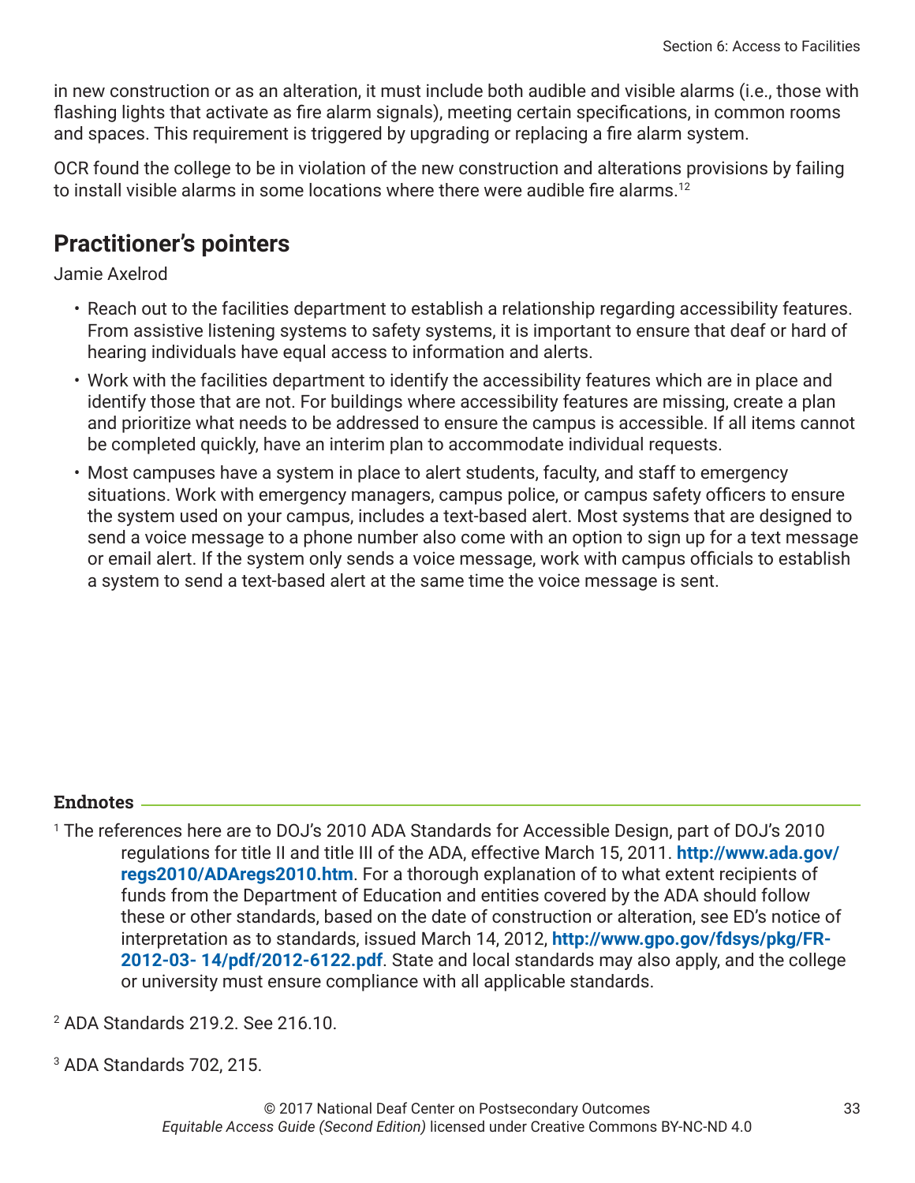in new construction or as an alteration, it must include both audible and visible alarms (i.e., those with flashing lights that activate as fire alarm signals), meeting certain specifications, in common rooms and spaces. This requirement is triggered by upgrading or replacing a fire alarm system.

OCR found the college to be in violation of the new construction and alterations provisions by failing to install visible alarms in some locations where there were audible fire alarms.[12]

## Practitioner's pointers

Jamie Axelrod

- Reach out to the facilities department to establish a relationship regarding accessibility features. From assistive listening systems to safety systems, it is important to ensure that deaf or hard of hearing individuals have equal access to information and alerts.
- Work with the facilities department to identify the accessibility features which are in place and identify those that are not. For buildings where accessibility features are missing, create a plan and prioritize what needs to be addressed to ensure the campus is accessible. If all items cannot be completed quickly, have an interim plan to accommodate individual requests.
- Most campuses have a system in place to alert students, faculty, and staff to emergency situations. Work with emergency managers, campus police, or campus safety officers to ensure the system used on your campus, includes a text-based alert. Most systems that are designed to send a voice message to a phone number also come with an option to sign up for a text message or email alert. If the system only sends a voice message, work with campus officials to establish a system to send a text-based alert at the same time the voice message is sent.

### Endnotes

[1] The references here are to DOJ's 2010 ADA Standards for Accessible Design, part of DOJ's 2010 regulations for title II and title III of the ADA, effective March 15, 2011. **http://www.ada.gov/regs2010/ADAregs2010.htm**. For a thorough explanation of to what extent recipients of funds from the Department of Education and entities covered by the ADA should follow these or other standards, based on the date of construction or alteration, see ED's notice of interpretation as to standards, issued March 14, 2012, **http://www.gpo.gov/fdsys/pkg/FR-2012-03- 14/pdf/2012-6122.pdf**. State and local standards may also apply, and the college or university must ensure compliance with all applicable standards.

[2] ADA Standards 219.2. See 216.10.

[3] ADA Standards 702, 215.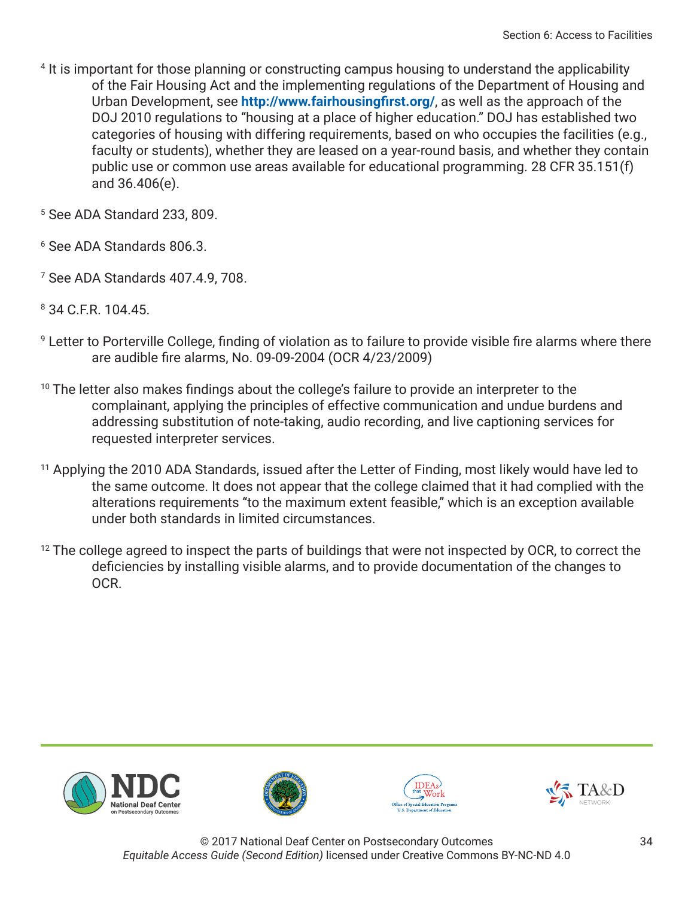[4] It is important for those planning or constructing campus housing to understand the applicability of the Fair Housing Act and the implementing regulations of the Department of Housing and Urban Development, see **http://www.fairhousingfirst.org/**, as well as the approach of the DOJ 2010 regulations to "housing at a place of higher education." DOJ has established two categories of housing with differing requirements, based on who occupies the facilities (e.g., faculty or students), whether they are leased on a year-round basis, and whether they contain public use or common use areas available for educational programming. 28 CFR 35.151(f) and 36.406(e).

[5] See ADA Standard 233, 809.

[6] See ADA Standards 806.3.

[7] See ADA Standards 407.4.9, 708.

[8] 34 C.F.R. 104.45.

[9] Letter to Porterville College, finding of violation as to failure to provide visible fire alarms where there are audible fire alarms, No. 09-09-2004 (OCR 4/23/2009)

[10] The letter also makes findings about the college's failure to provide an interpreter to the complainant, applying the principles of effective communication and undue burdens and addressing substitution of note-taking, audio recording, and live captioning services for requested interpreter services.

[11] Applying the 2010 ADA Standards, issued after the Letter of Finding, most likely would have led to the same outcome. It does not appear that the college claimed that it had complied with the alterations requirements "to the maximum extent feasible," which is an exception available under both standards in limited circumstances.

[12] The college agreed to inspect the parts of buildings that were not inspected by OCR, to correct the deficiencies by installing visible alarms, and to provide documentation of the changes to OCR.